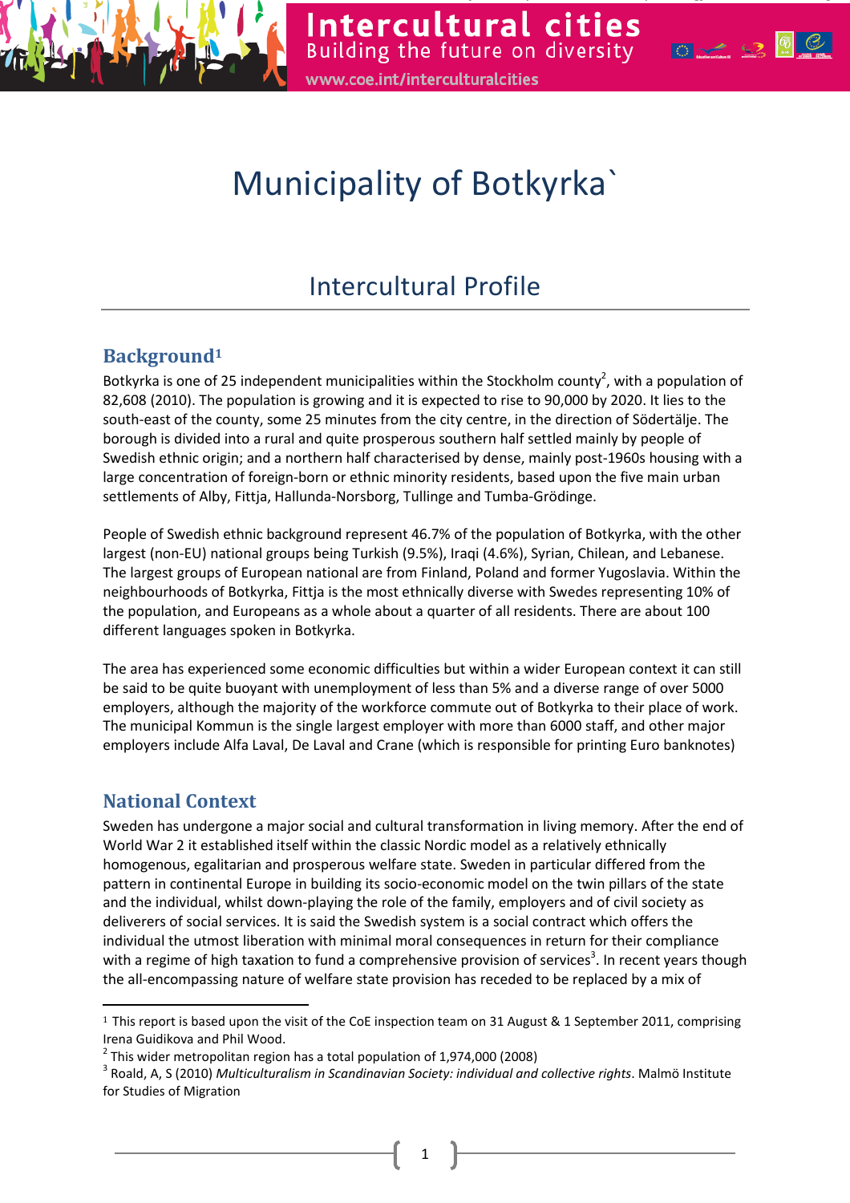# Municipality of Botkyrka`

## Intercultural Profile

### Background[1]

Botkyrka is one of 25 independent municipalities within the Stockholm county[2], with a population of 82,608 (2010). The population is growing and it is expected to rise to 90,000 by 2020. It lies to the south-east of the county, some 25 minutes from the city centre, in the direction of Södertälje. The borough is divided into a rural and quite prosperous southern half settled mainly by people of Swedish ethnic origin; and a northern half characterised by dense, mainly post-1960s housing with a large concentration of foreign-born or ethnic minority residents, based upon the five main urban settlements of Alby, Fittja, Hallunda-Norsborg, Tullinge and Tumba-Grödinge.

People of Swedish ethnic background represent 46.7% of the population of Botkyrka, with the other largest (non-EU) national groups being Turkish (9.5%), Iraqi (4.6%), Syrian, Chilean, and Lebanese. The largest groups of European national are from Finland, Poland and former Yugoslavia. Within the neighbourhoods of Botkyrka, Fittja is the most ethnically diverse with Swedes representing 10% of the population, and Europeans as a whole about a quarter of all residents. There are about 100 different languages spoken in Botkyrka.

The area has experienced some economic difficulties but within a wider European context it can still be said to be quite buoyant with unemployment of less than 5% and a diverse range of over 5000 employers, although the majority of the workforce commute out of Botkyrka to their place of work. The municipal Kommun is the single largest employer with more than 6000 staff, and other major employers include Alfa Laval, De Laval and Crane (which is responsible for printing Euro banknotes)

### National Context

Sweden has undergone a major social and cultural transformation in living memory. After the end of World War 2 it established itself within the classic Nordic model as a relatively ethnically homogenous, egalitarian and prosperous welfare state. Sweden in particular differed from the pattern in continental Europe in building its socio-economic model on the twin pillars of the state and the individual, whilst down-playing the role of the family, employers and of civil society as deliverers of social services. It is said the Swedish system is a social contract which offers the individual the utmost liberation with minimal moral consequences in return for their compliance with a regime of high taxation to fund a comprehensive provision of services[3]. In recent years though the all-encompassing nature of welfare state provision has receded to be replaced by a mix of

---

[1] This report is based upon the visit of the CoE inspection team on 31 August & 1 September 2011, comprising Irena Guidikova and Phil Wood.

[2] This wider metropolitan region has a total population of 1,974,000 (2008)

[3] Roald, A, S (2010) *Multiculturalism in Scandinavian Society: individual and collective rights*. Malmö Institute for Studies of Migration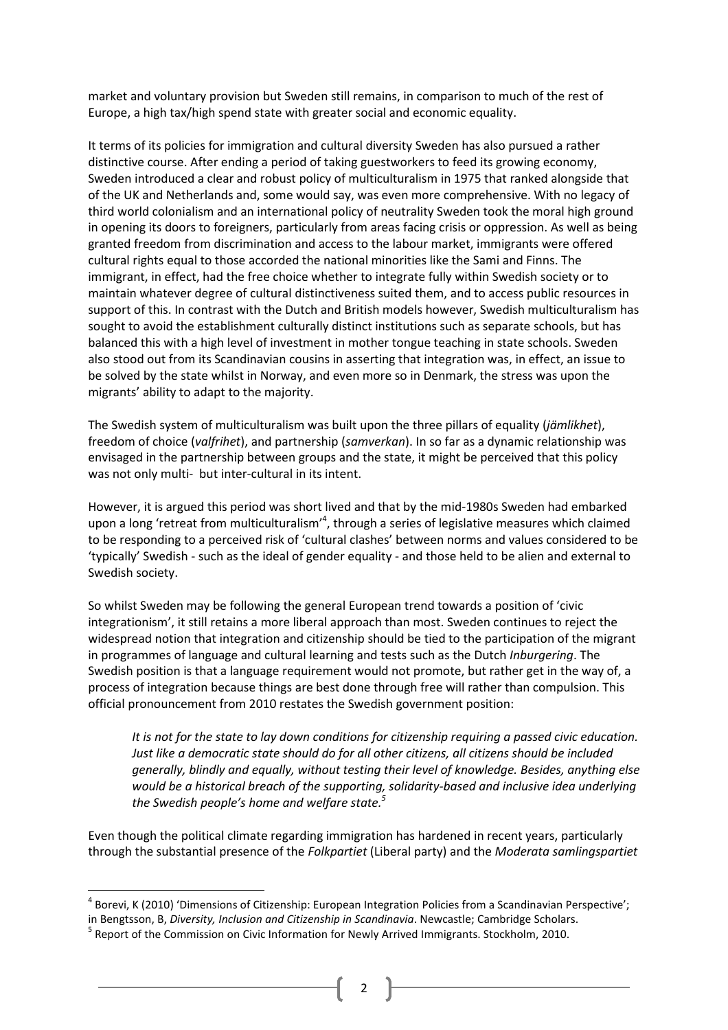market and voluntary provision but Sweden still remains, in comparison to much of the rest of Europe, a high tax/high spend state with greater social and economic equality.

It terms of its policies for immigration and cultural diversity Sweden has also pursued a rather distinctive course. After ending a period of taking guestworkers to feed its growing economy, Sweden introduced a clear and robust policy of multiculturalism in 1975 that ranked alongside that of the UK and Netherlands and, some would say, was even more comprehensive. With no legacy of third world colonialism and an international policy of neutrality Sweden took the moral high ground in opening its doors to foreigners, particularly from areas facing crisis or oppression. As well as being granted freedom from discrimination and access to the labour market, immigrants were offered cultural rights equal to those accorded the national minorities like the Sami and Finns. The immigrant, in effect, had the free choice whether to integrate fully within Swedish society or to maintain whatever degree of cultural distinctiveness suited them, and to access public resources in support of this. In contrast with the Dutch and British models however, Swedish multiculturalism has sought to avoid the establishment culturally distinct institutions such as separate schools, but has balanced this with a high level of investment in mother tongue teaching in state schools. Sweden also stood out from its Scandinavian cousins in asserting that integration was, in effect, an issue to be solved by the state whilst in Norway, and even more so in Denmark, the stress was upon the migrants' ability to adapt to the majority.

The Swedish system of multiculturalism was built upon the three pillars of equality (*jämlikhet*), freedom of choice (*valfrihet*), and partnership (*samverkan*). In so far as a dynamic relationship was envisaged in the partnership between groups and the state, it might be perceived that this policy was not only multi- but inter-cultural in its intent.

However, it is argued this period was short lived and that by the mid-1980s Sweden had embarked upon a long 'retreat from multiculturalism'[4], through a series of legislative measures which claimed to be responding to a perceived risk of 'cultural clashes' between norms and values considered to be 'typically' Swedish - such as the ideal of gender equality - and those held to be alien and external to Swedish society.

So whilst Sweden may be following the general European trend towards a position of 'civic integrationism', it still retains a more liberal approach than most. Sweden continues to reject the widespread notion that integration and citizenship should be tied to the participation of the migrant in programmes of language and cultural learning and tests such as the Dutch *Inburgering*. The Swedish position is that a language requirement would not promote, but rather get in the way of, a process of integration because things are best done through free will rather than compulsion. This official pronouncement from 2010 restates the Swedish government position:

> *It is not for the state to lay down conditions for citizenship requiring a passed civic education. Just like a democratic state should do for all other citizens, all citizens should be included generally, blindly and equally, without testing their level of knowledge. Besides, anything else would be a historical breach of the supporting, solidarity-based and inclusive idea underlying the Swedish people's home and welfare state.*[5]

Even though the political climate regarding immigration has hardened in recent years, particularly through the substantial presence of the *Folkpartiet* (Liberal party) and the *Moderata samlingspartiet*

---

[4] Borevi, K (2010) 'Dimensions of Citizenship: European Integration Policies from a Scandinavian Perspective'; in Bengtsson, B, *Diversity, Inclusion and Citizenship in Scandinavia*. Newcastle; Cambridge Scholars.

[5] Report of the Commission on Civic Information for Newly Arrived Immigrants. Stockholm, 2010.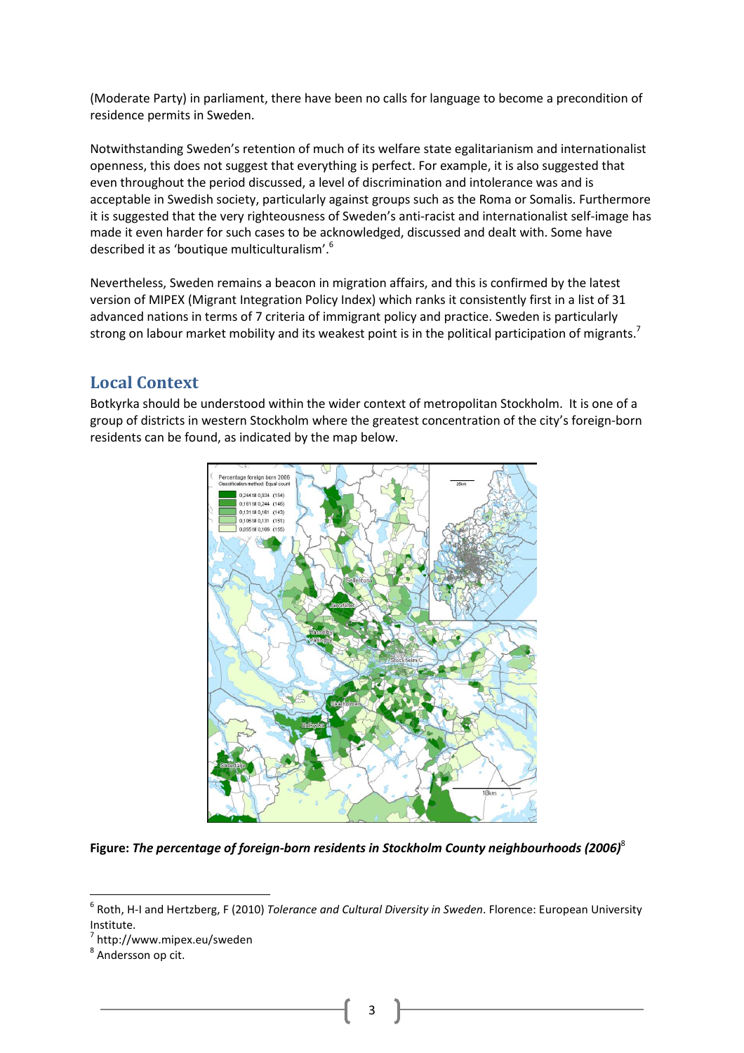(Moderate Party) in parliament, there have been no calls for language to become a precondition of residence permits in Sweden.

Notwithstanding Sweden's retention of much of its welfare state egalitarianism and internationalist openness, this does not suggest that everything is perfect. For example, it is also suggested that even throughout the period discussed, a level of discrimination and intolerance was and is acceptable in Swedish society, particularly against groups such as the Roma or Somalis. Furthermore it is suggested that the very righteousness of Sweden's anti-racist and internationalist self-image has made it even harder for such cases to be acknowledged, discussed and dealt with. Some have described it as 'boutique multiculturalism'.[6]

Nevertheless, Sweden remains a beacon in migration affairs, and this is confirmed by the latest version of MIPEX (Migrant Integration Policy Index) which ranks it consistently first in a list of 31 advanced nations in terms of 7 criteria of immigrant policy and practice. Sweden is particularly strong on labour market mobility and its weakest point is in the political participation of migrants.[7]

## Local Context

Botkyrka should be understood within the wider context of metropolitan Stockholm. It is one of a group of districts in western Stockholm where the greatest concentration of the city's foreign-born residents can be found, as indicated by the map below.

Percentage foreign born 2006
Classification method: Equal count
0,244 till 0,934 (154)
0,161 till 0,244 (146)
0,131 till 0,161 (143)
0,106 till 0,131 (151)
0,055 till 0,106 (155)
25km
Sollentuna
Järvafältet
Hässelby Vällingby
Stockholm C
Skärholmen
Botkyrka
Södertälje
10km

**Figure:** ***The percentage of foreign-born residents in Stockholm County neighbourhoods (2006)***[8]

---

[6] Roth, H-I and Hertzberg, F (2010) *Tolerance and Cultural Diversity in Sweden*. Florence: European University Institute.

[7] http://www.mipex.eu/sweden

[8] Andersson op cit.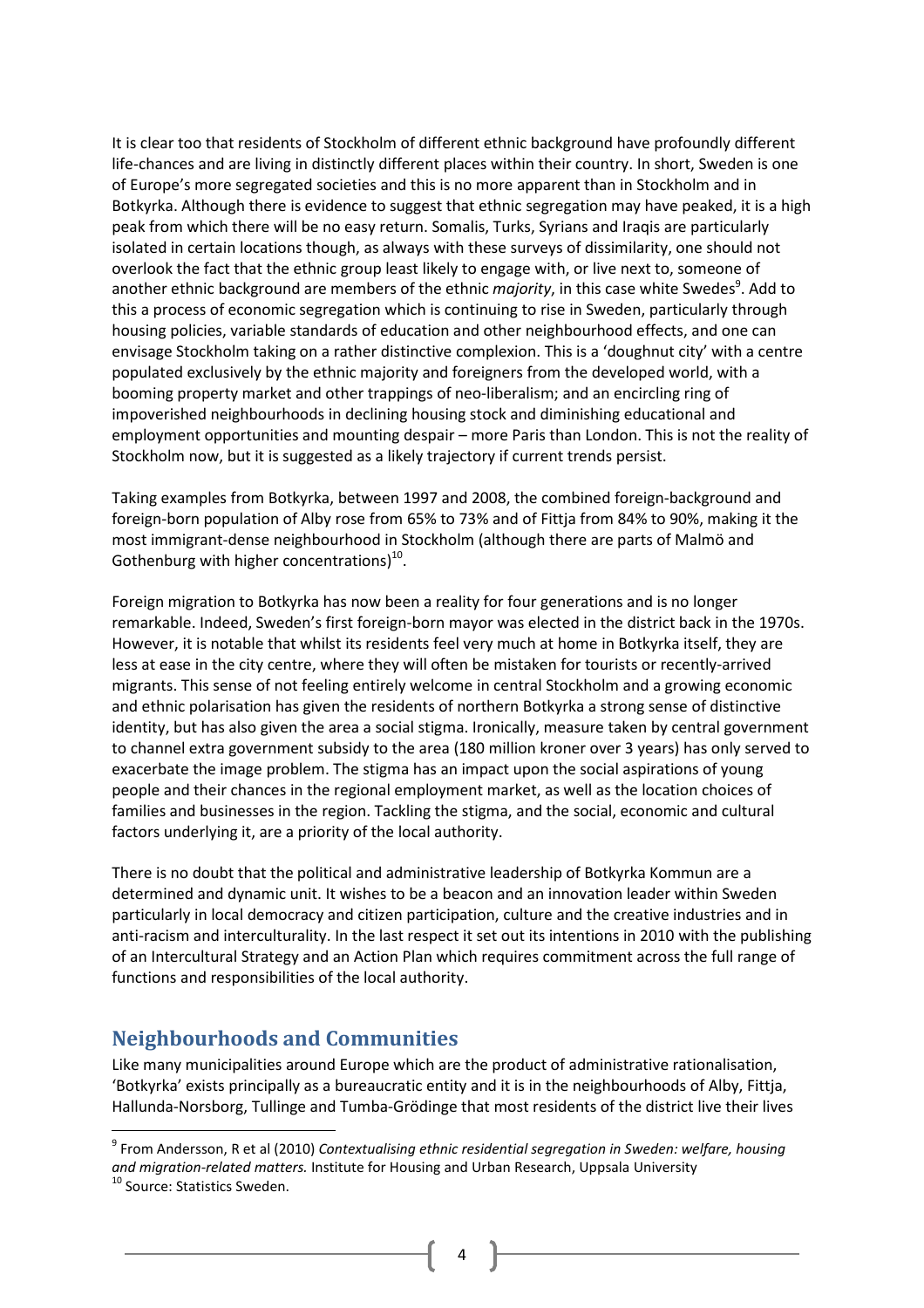It is clear too that residents of Stockholm of different ethnic background have profoundly different life-chances and are living in distinctly different places within their country. In short, Sweden is one of Europe's more segregated societies and this is no more apparent than in Stockholm and in Botkyrka. Although there is evidence to suggest that ethnic segregation may have peaked, it is a high peak from which there will be no easy return. Somalis, Turks, Syrians and Iraqis are particularly isolated in certain locations though, as always with these surveys of dissimilarity, one should not overlook the fact that the ethnic group least likely to engage with, or live next to, someone of another ethnic background are members of the ethnic *majority*, in this case white Swedes[9]. Add to this a process of economic segregation which is continuing to rise in Sweden, particularly through housing policies, variable standards of education and other neighbourhood effects, and one can envisage Stockholm taking on a rather distinctive complexion. This is a 'doughnut city' with a centre populated exclusively by the ethnic majority and foreigners from the developed world, with a booming property market and other trappings of neo-liberalism; and an encircling ring of impoverished neighbourhoods in declining housing stock and diminishing educational and employment opportunities and mounting despair – more Paris than London. This is not the reality of Stockholm now, but it is suggested as a likely trajectory if current trends persist.

Taking examples from Botkyrka, between 1997 and 2008, the combined foreign-background and foreign-born population of Alby rose from 65% to 73% and of Fittja from 84% to 90%, making it the most immigrant-dense neighbourhood in Stockholm (although there are parts of Malmö and Gothenburg with higher concentrations)[10].

Foreign migration to Botkyrka has now been a reality for four generations and is no longer remarkable. Indeed, Sweden's first foreign-born mayor was elected in the district back in the 1970s. However, it is notable that whilst its residents feel very much at home in Botkyrka itself, they are less at ease in the city centre, where they will often be mistaken for tourists or recently-arrived migrants. This sense of not feeling entirely welcome in central Stockholm and a growing economic and ethnic polarisation has given the residents of northern Botkyrka a strong sense of distinctive identity, but has also given the area a social stigma. Ironically, measure taken by central government to channel extra government subsidy to the area (180 million kroner over 3 years) has only served to exacerbate the image problem. The stigma has an impact upon the social aspirations of young people and their chances in the regional employment market, as well as the location choices of families and businesses in the region. Tackling the stigma, and the social, economic and cultural factors underlying it, are a priority of the local authority.

There is no doubt that the political and administrative leadership of Botkyrka Kommun are a determined and dynamic unit. It wishes to be a beacon and an innovation leader within Sweden particularly in local democracy and citizen participation, culture and the creative industries and in anti-racism and interculturality. In the last respect it set out its intentions in 2010 with the publishing of an Intercultural Strategy and an Action Plan which requires commitment across the full range of functions and responsibilities of the local authority.

## Neighbourhoods and Communities

Like many municipalities around Europe which are the product of administrative rationalisation, 'Botkyrka' exists principally as a bureaucratic entity and it is in the neighbourhoods of Alby, Fittja, Hallunda-Norsborg, Tullinge and Tumba-Grödinge that most residents of the district live their lives

---

[9] From Andersson, R et al (2010) *Contextualising ethnic residential segregation in Sweden: welfare, housing and migration-related matters.* Institute for Housing and Urban Research, Uppsala University

[10] Source: Statistics Sweden.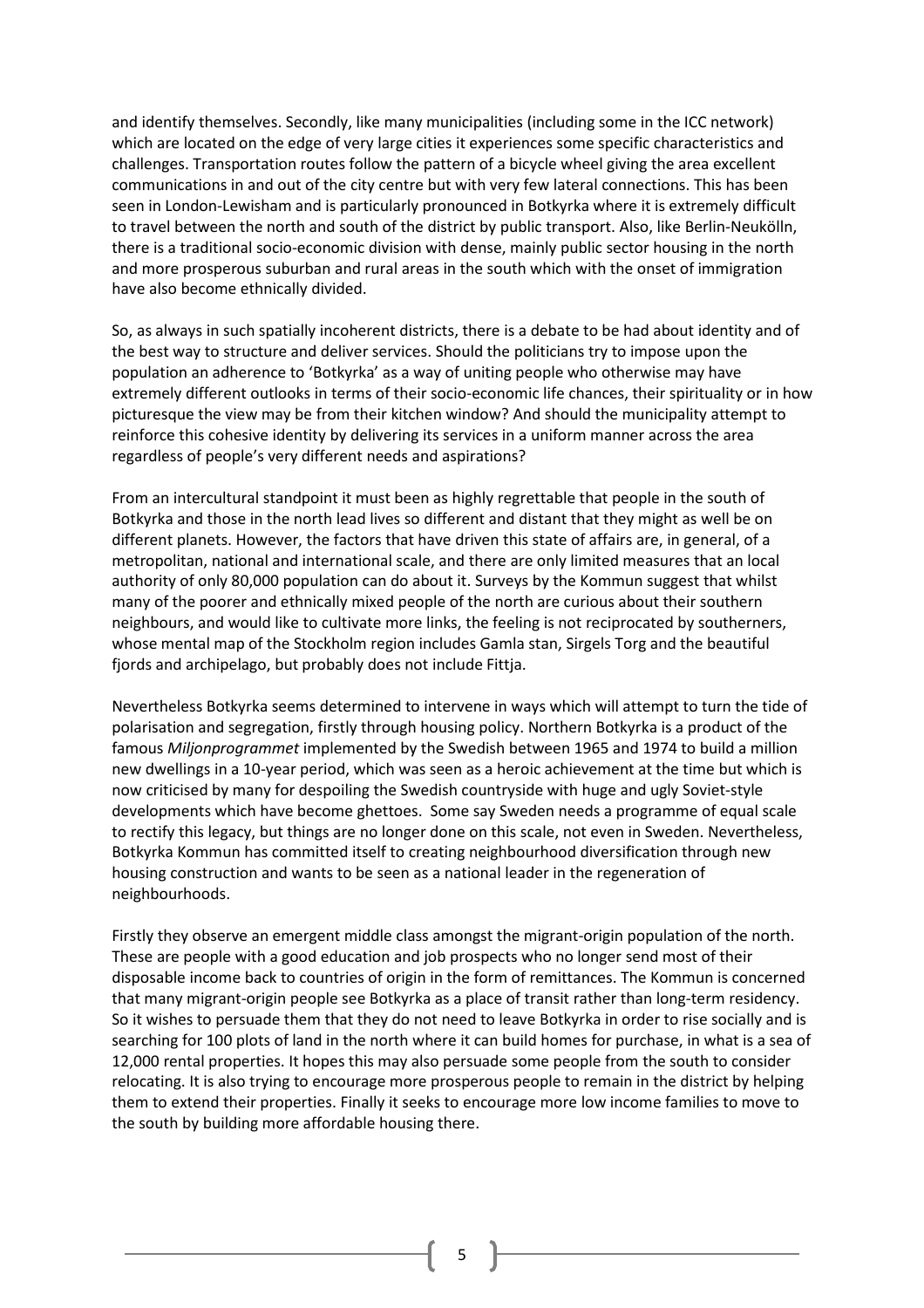and identify themselves. Secondly, like many municipalities (including some in the ICC network) which are located on the edge of very large cities it experiences some specific characteristics and challenges. Transportation routes follow the pattern of a bicycle wheel giving the area excellent communications in and out of the city centre but with very few lateral connections. This has been seen in London-Lewisham and is particularly pronounced in Botkyrka where it is extremely difficult to travel between the north and south of the district by public transport. Also, like Berlin-Neukölln, there is a traditional socio-economic division with dense, mainly public sector housing in the north and more prosperous suburban and rural areas in the south which with the onset of immigration have also become ethnically divided.

So, as always in such spatially incoherent districts, there is a debate to be had about identity and of the best way to structure and deliver services. Should the politicians try to impose upon the population an adherence to 'Botkyrka' as a way of uniting people who otherwise may have extremely different outlooks in terms of their socio-economic life chances, their spirituality or in how picturesque the view may be from their kitchen window? And should the municipality attempt to reinforce this cohesive identity by delivering its services in a uniform manner across the area regardless of people's very different needs and aspirations?

From an intercultural standpoint it must been as highly regrettable that people in the south of Botkyrka and those in the north lead lives so different and distant that they might as well be on different planets. However, the factors that have driven this state of affairs are, in general, of a metropolitan, national and international scale, and there are only limited measures that an local authority of only 80,000 population can do about it. Surveys by the Kommun suggest that whilst many of the poorer and ethnically mixed people of the north are curious about their southern neighbours, and would like to cultivate more links, the feeling is not reciprocated by southerners, whose mental map of the Stockholm region includes Gamla stan, Sirgels Torg and the beautiful fjords and archipelago, but probably does not include Fittja.

Nevertheless Botkyrka seems determined to intervene in ways which will attempt to turn the tide of polarisation and segregation, firstly through housing policy. Northern Botkyrka is a product of the famous *Miljonprogrammet* implemented by the Swedish between 1965 and 1974 to build a million new dwellings in a 10-year period, which was seen as a heroic achievement at the time but which is now criticised by many for despoiling the Swedish countryside with huge and ugly Soviet-style developments which have become ghettoes. Some say Sweden needs a programme of equal scale to rectify this legacy, but things are no longer done on this scale, not even in Sweden. Nevertheless, Botkyrka Kommun has committed itself to creating neighbourhood diversification through new housing construction and wants to be seen as a national leader in the regeneration of neighbourhoods.

Firstly they observe an emergent middle class amongst the migrant-origin population of the north. These are people with a good education and job prospects who no longer send most of their disposable income back to countries of origin in the form of remittances. The Kommun is concerned that many migrant-origin people see Botkyrka as a place of transit rather than long-term residency. So it wishes to persuade them that they do not need to leave Botkyrka in order to rise socially and is searching for 100 plots of land in the north where it can build homes for purchase, in what is a sea of 12,000 rental properties. It hopes this may also persuade some people from the south to consider relocating. It is also trying to encourage more prosperous people to remain in the district by helping them to extend their properties. Finally it seeks to encourage more low income families to move to the south by building more affordable housing there.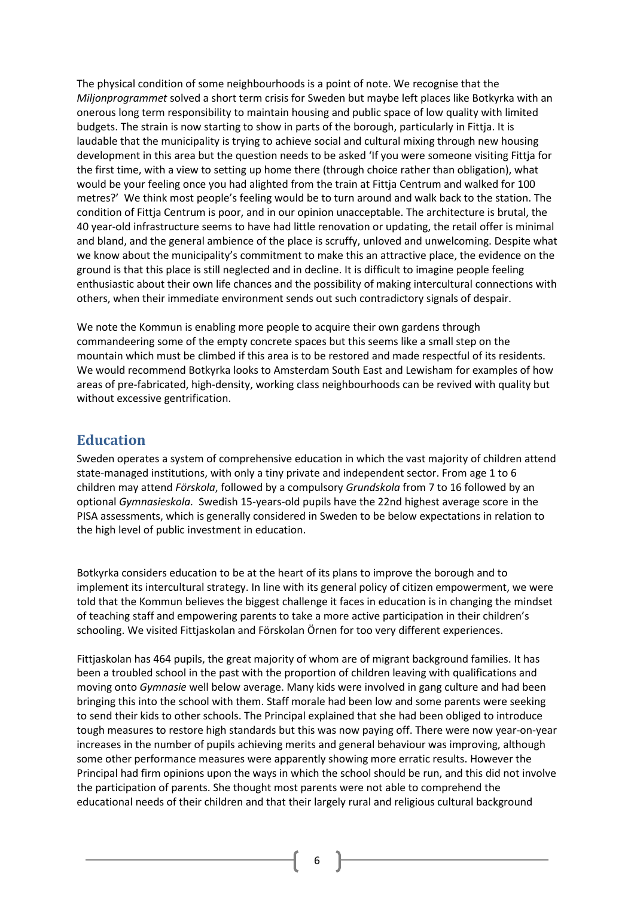The physical condition of some neighbourhoods is a point of note. We recognise that the *Miljonprogrammet* solved a short term crisis for Sweden but maybe left places like Botkyrka with an onerous long term responsibility to maintain housing and public space of low quality with limited budgets. The strain is now starting to show in parts of the borough, particularly in Fittja. It is laudable that the municipality is trying to achieve social and cultural mixing through new housing development in this area but the question needs to be asked 'If you were someone visiting Fittja for the first time, with a view to setting up home there (through choice rather than obligation), what would be your feeling once you had alighted from the train at Fittja Centrum and walked for 100 metres?' We think most people's feeling would be to turn around and walk back to the station. The condition of Fittja Centrum is poor, and in our opinion unacceptable. The architecture is brutal, the 40 year-old infrastructure seems to have had little renovation or updating, the retail offer is minimal and bland, and the general ambience of the place is scruffy, unloved and unwelcoming. Despite what we know about the municipality's commitment to make this an attractive place, the evidence on the ground is that this place is still neglected and in decline. It is difficult to imagine people feeling enthusiastic about their own life chances and the possibility of making intercultural connections with others, when their immediate environment sends out such contradictory signals of despair.

We note the Kommun is enabling more people to acquire their own gardens through commandeering some of the empty concrete spaces but this seems like a small step on the mountain which must be climbed if this area is to be restored and made respectful of its residents. We would recommend Botkyrka looks to Amsterdam South East and Lewisham for examples of how areas of pre-fabricated, high-density, working class neighbourhoods can be revived with quality but without excessive gentrification.

## Education

Sweden operates a system of comprehensive education in which the vast majority of children attend state-managed institutions, with only a tiny private and independent sector. From age 1 to 6 children may attend *Förskola*, followed by a compulsory *Grundskola* from 7 to 16 followed by an optional *Gymnasieskola.* Swedish 15-years-old pupils have the 22nd highest average score in the PISA assessments, which is generally considered in Sweden to be below expectations in relation to the high level of public investment in education.

Botkyrka considers education to be at the heart of its plans to improve the borough and to implement its intercultural strategy. In line with its general policy of citizen empowerment, we were told that the Kommun believes the biggest challenge it faces in education is in changing the mindset of teaching staff and empowering parents to take a more active participation in their children's schooling. We visited Fittjaskolan and Förskolan Örnen for too very different experiences.

Fittjaskolan has 464 pupils, the great majority of whom are of migrant background families. It has been a troubled school in the past with the proportion of children leaving with qualifications and moving onto *Gymnasie* well below average. Many kids were involved in gang culture and had been bringing this into the school with them. Staff morale had been low and some parents were seeking to send their kids to other schools. The Principal explained that she had been obliged to introduce tough measures to restore high standards but this was now paying off. There were now year-on-year increases in the number of pupils achieving merits and general behaviour was improving, although some other performance measures were apparently showing more erratic results. However the Principal had firm opinions upon the ways in which the school should be run, and this did not involve the participation of parents. She thought most parents were not able to comprehend the educational needs of their children and that their largely rural and religious cultural background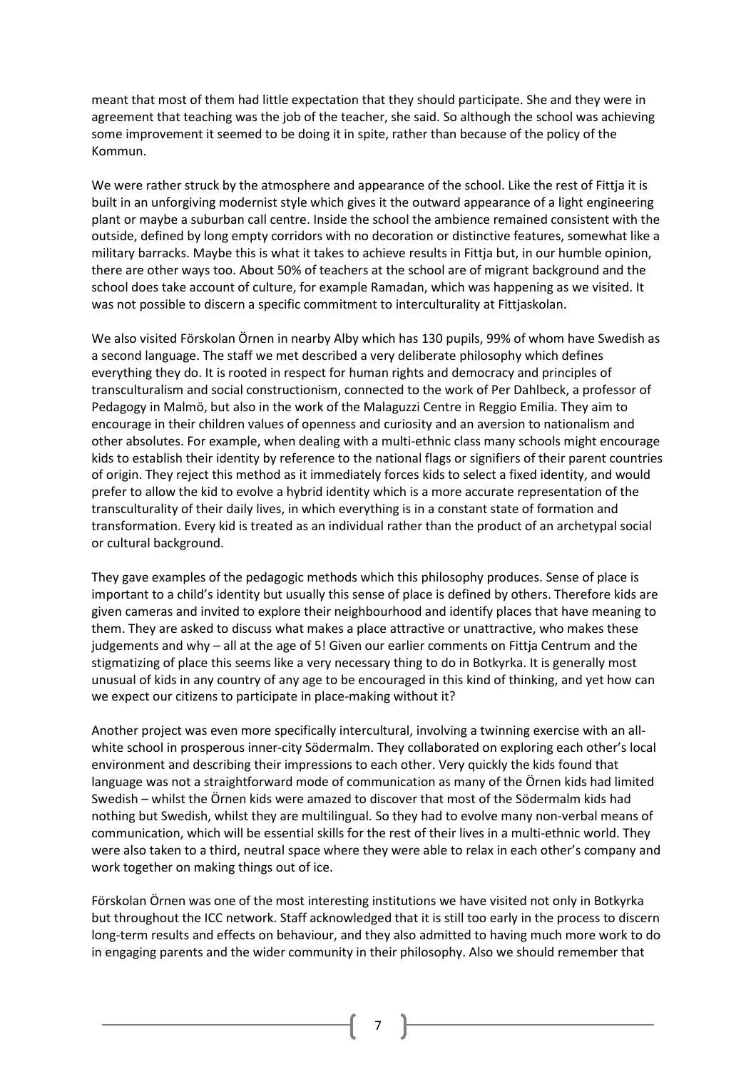meant that most of them had little expectation that they should participate. She and they were in agreement that teaching was the job of the teacher, she said. So although the school was achieving some improvement it seemed to be doing it in spite, rather than because of the policy of the Kommun.

We were rather struck by the atmosphere and appearance of the school. Like the rest of Fittja it is built in an unforgiving modernist style which gives it the outward appearance of a light engineering plant or maybe a suburban call centre. Inside the school the ambience remained consistent with the outside, defined by long empty corridors with no decoration or distinctive features, somewhat like a military barracks. Maybe this is what it takes to achieve results in Fittja but, in our humble opinion, there are other ways too. About 50% of teachers at the school are of migrant background and the school does take account of culture, for example Ramadan, which was happening as we visited. It was not possible to discern a specific commitment to interculturality at Fittjaskolan.

We also visited Förskolan Örnen in nearby Alby which has 130 pupils, 99% of whom have Swedish as a second language. The staff we met described a very deliberate philosophy which defines everything they do. It is rooted in respect for human rights and democracy and principles of transculturalism and social constructionism, connected to the work of Per Dahlbeck, a professor of Pedagogy in Malmö, but also in the work of the Malaguzzi Centre in Reggio Emilia. They aim to encourage in their children values of openness and curiosity and an aversion to nationalism and other absolutes. For example, when dealing with a multi-ethnic class many schools might encourage kids to establish their identity by reference to the national flags or signifiers of their parent countries of origin. They reject this method as it immediately forces kids to select a fixed identity, and would prefer to allow the kid to evolve a hybrid identity which is a more accurate representation of the transculturality of their daily lives, in which everything is in a constant state of formation and transformation. Every kid is treated as an individual rather than the product of an archetypal social or cultural background.

They gave examples of the pedagogic methods which this philosophy produces. Sense of place is important to a child's identity but usually this sense of place is defined by others. Therefore kids are given cameras and invited to explore their neighbourhood and identify places that have meaning to them. They are asked to discuss what makes a place attractive or unattractive, who makes these judgements and why – all at the age of 5! Given our earlier comments on Fittja Centrum and the stigmatizing of place this seems like a very necessary thing to do in Botkyrka. It is generally most unusual of kids in any country of any age to be encouraged in this kind of thinking, and yet how can we expect our citizens to participate in place-making without it?

Another project was even more specifically intercultural, involving a twinning exercise with an all-white school in prosperous inner-city Södermalm. They collaborated on exploring each other's local environment and describing their impressions to each other. Very quickly the kids found that language was not a straightforward mode of communication as many of the Örnen kids had limited Swedish – whilst the Örnen kids were amazed to discover that most of the Södermalm kids had nothing but Swedish, whilst they are multilingual. So they had to evolve many non-verbal means of communication, which will be essential skills for the rest of their lives in a multi-ethnic world. They were also taken to a third, neutral space where they were able to relax in each other's company and work together on making things out of ice.

Förskolan Örnen was one of the most interesting institutions we have visited not only in Botkyrka but throughout the ICC network. Staff acknowledged that it is still too early in the process to discern long-term results and effects on behaviour, and they also admitted to having much more work to do in engaging parents and the wider community in their philosophy. Also we should remember that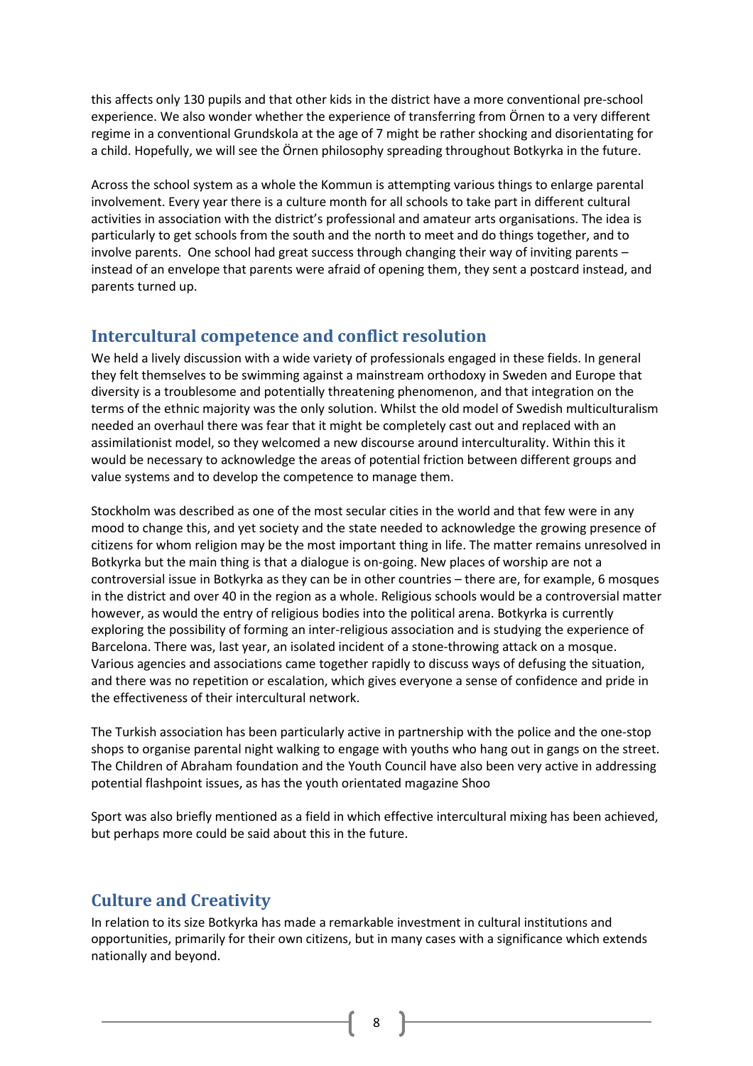this affects only 130 pupils and that other kids in the district have a more conventional pre-school experience. We also wonder whether the experience of transferring from Örnen to a very different regime in a conventional Grundskola at the age of 7 might be rather shocking and disorientating for a child. Hopefully, we will see the Örnen philosophy spreading throughout Botkyrka in the future.

Across the school system as a whole the Kommun is attempting various things to enlarge parental involvement. Every year there is a culture month for all schools to take part in different cultural activities in association with the district's professional and amateur arts organisations. The idea is particularly to get schools from the south and the north to meet and do things together, and to involve parents. One school had great success through changing their way of inviting parents – instead of an envelope that parents were afraid of opening them, they sent a postcard instead, and parents turned up.

## Intercultural competence and conflict resolution

We held a lively discussion with a wide variety of professionals engaged in these fields. In general they felt themselves to be swimming against a mainstream orthodoxy in Sweden and Europe that diversity is a troublesome and potentially threatening phenomenon, and that integration on the terms of the ethnic majority was the only solution. Whilst the old model of Swedish multiculturalism needed an overhaul there was fear that it might be completely cast out and replaced with an assimilationist model, so they welcomed a new discourse around interculturality. Within this it would be necessary to acknowledge the areas of potential friction between different groups and value systems and to develop the competence to manage them.

Stockholm was described as one of the most secular cities in the world and that few were in any mood to change this, and yet society and the state needed to acknowledge the growing presence of citizens for whom religion may be the most important thing in life. The matter remains unresolved in Botkyrka but the main thing is that a dialogue is on-going. New places of worship are not a controversial issue in Botkyrka as they can be in other countries – there are, for example, 6 mosques in the district and over 40 in the region as a whole. Religious schools would be a controversial matter however, as would the entry of religious bodies into the political arena. Botkyrka is currently exploring the possibility of forming an inter-religious association and is studying the experience of Barcelona. There was, last year, an isolated incident of a stone-throwing attack on a mosque. Various agencies and associations came together rapidly to discuss ways of defusing the situation, and there was no repetition or escalation, which gives everyone a sense of confidence and pride in the effectiveness of their intercultural network.

The Turkish association has been particularly active in partnership with the police and the one-stop shops to organise parental night walking to engage with youths who hang out in gangs on the street. The Children of Abraham foundation and the Youth Council have also been very active in addressing potential flashpoint issues, as has the youth orientated magazine Shoo

Sport was also briefly mentioned as a field in which effective intercultural mixing has been achieved, but perhaps more could be said about this in the future.

## Culture and Creativity

In relation to its size Botkyrka has made a remarkable investment in cultural institutions and opportunities, primarily for their own citizens, but in many cases with a significance which extends nationally and beyond.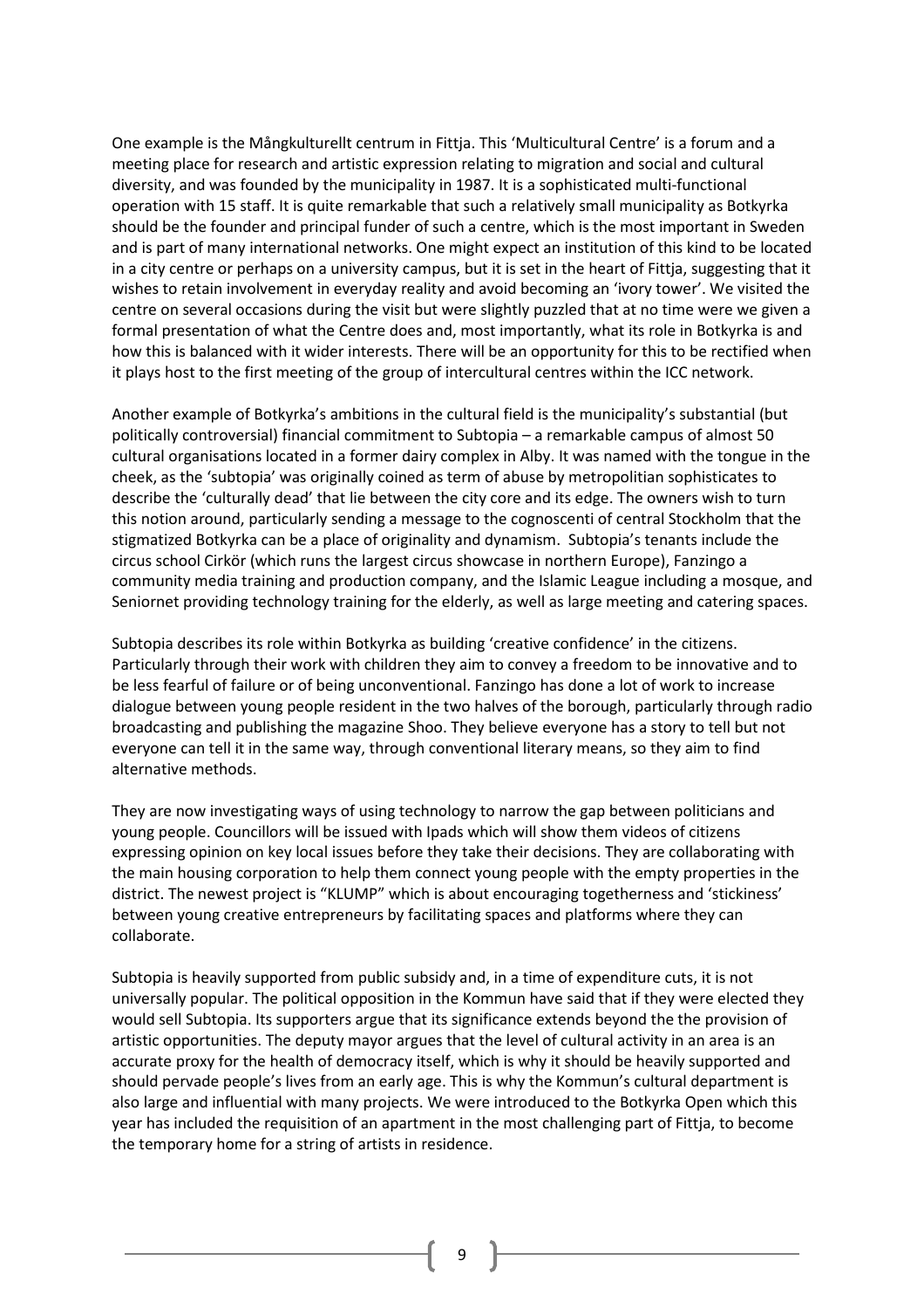One example is the Mångkulturellt centrum in Fittja. This 'Multicultural Centre' is a forum and a meeting place for research and artistic expression relating to migration and social and cultural diversity, and was founded by the municipality in 1987. It is a sophisticated multi-functional operation with 15 staff. It is quite remarkable that such a relatively small municipality as Botkyrka should be the founder and principal funder of such a centre, which is the most important in Sweden and is part of many international networks. One might expect an institution of this kind to be located in a city centre or perhaps on a university campus, but it is set in the heart of Fittja, suggesting that it wishes to retain involvement in everyday reality and avoid becoming an 'ivory tower'. We visited the centre on several occasions during the visit but were slightly puzzled that at no time were we given a formal presentation of what the Centre does and, most importantly, what its role in Botkyrka is and how this is balanced with it wider interests. There will be an opportunity for this to be rectified when it plays host to the first meeting of the group of intercultural centres within the ICC network.

Another example of Botkyrka's ambitions in the cultural field is the municipality's substantial (but politically controversial) financial commitment to Subtopia – a remarkable campus of almost 50 cultural organisations located in a former dairy complex in Alby. It was named with the tongue in the cheek, as the 'subtopia' was originally coined as term of abuse by metropolitian sophisticates to describe the 'culturally dead' that lie between the city core and its edge. The owners wish to turn this notion around, particularly sending a message to the cognoscenti of central Stockholm that the stigmatized Botkyrka can be a place of originality and dynamism. Subtopia's tenants include the circus school Cirkör (which runs the largest circus showcase in northern Europe), Fanzingo a community media training and production company, and the Islamic League including a mosque, and Seniornet providing technology training for the elderly, as well as large meeting and catering spaces.

Subtopia describes its role within Botkyrka as building 'creative confidence' in the citizens. Particularly through their work with children they aim to convey a freedom to be innovative and to be less fearful of failure or of being unconventional. Fanzingo has done a lot of work to increase dialogue between young people resident in the two halves of the borough, particularly through radio broadcasting and publishing the magazine Shoo. They believe everyone has a story to tell but not everyone can tell it in the same way, through conventional literary means, so they aim to find alternative methods.

They are now investigating ways of using technology to narrow the gap between politicians and young people. Councillors will be issued with Ipads which will show them videos of citizens expressing opinion on key local issues before they take their decisions. They are collaborating with the main housing corporation to help them connect young people with the empty properties in the district. The newest project is "KLUMP" which is about encouraging togetherness and 'stickiness' between young creative entrepreneurs by facilitating spaces and platforms where they can collaborate.

Subtopia is heavily supported from public subsidy and, in a time of expenditure cuts, it is not universally popular. The political opposition in the Kommun have said that if they were elected they would sell Subtopia. Its supporters argue that its significance extends beyond the the provision of artistic opportunities. The deputy mayor argues that the level of cultural activity in an area is an accurate proxy for the health of democracy itself, which is why it should be heavily supported and should pervade people's lives from an early age. This is why the Kommun's cultural department is also large and influential with many projects. We were introduced to the Botkyrka Open which this year has included the requisition of an apartment in the most challenging part of Fittja, to become the temporary home for a string of artists in residence.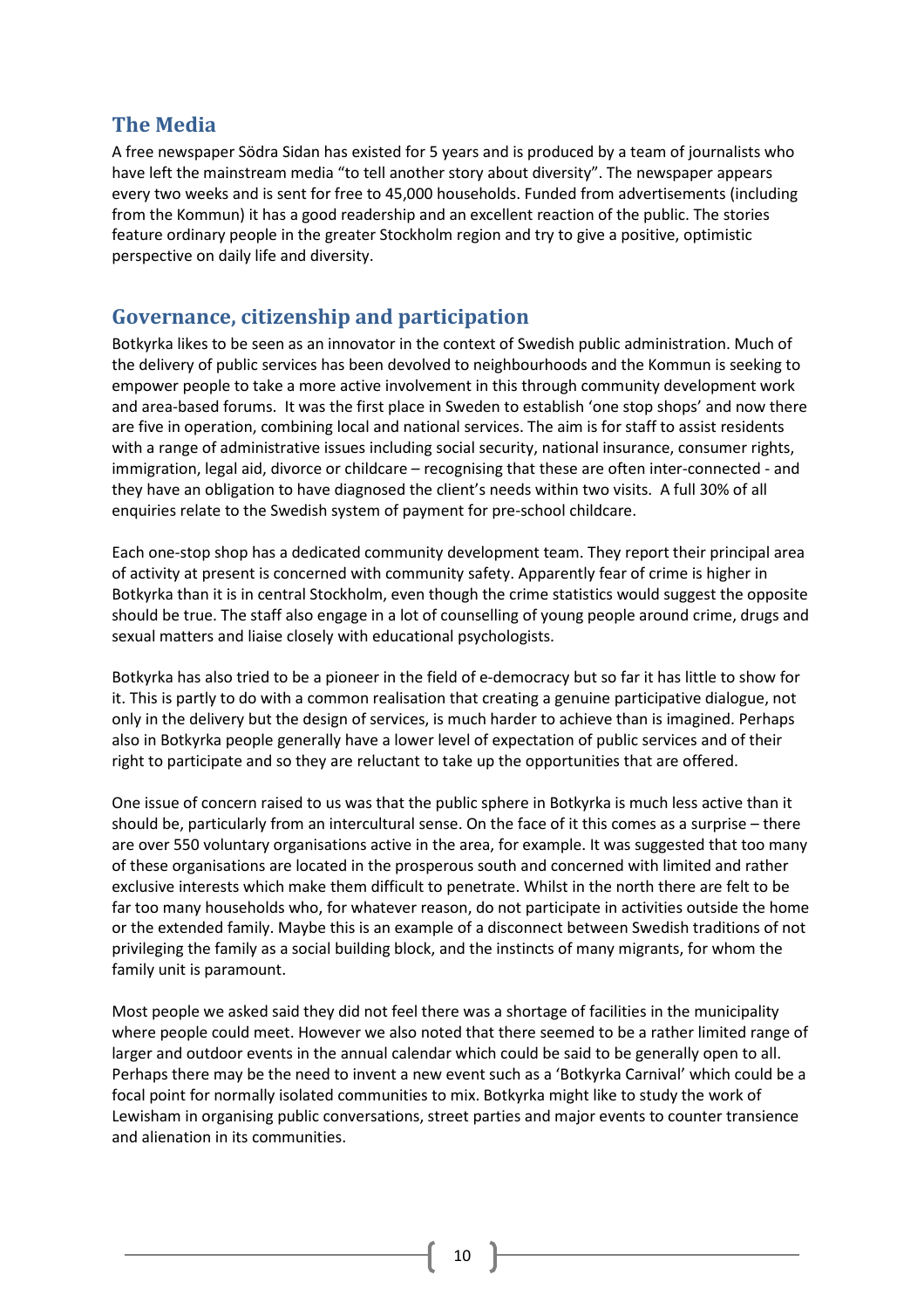## The Media

A free newspaper Södra Sidan has existed for 5 years and is produced by a team of journalists who have left the mainstream media "to tell another story about diversity". The newspaper appears every two weeks and is sent for free to 45,000 households. Funded from advertisements (including from the Kommun) it has a good readership and an excellent reaction of the public. The stories feature ordinary people in the greater Stockholm region and try to give a positive, optimistic perspective on daily life and diversity.

## Governance, citizenship and participation

Botkyrka likes to be seen as an innovator in the context of Swedish public administration. Much of the delivery of public services has been devolved to neighbourhoods and the Kommun is seeking to empower people to take a more active involvement in this through community development work and area-based forums. It was the first place in Sweden to establish 'one stop shops' and now there are five in operation, combining local and national services. The aim is for staff to assist residents with a range of administrative issues including social security, national insurance, consumer rights, immigration, legal aid, divorce or childcare – recognising that these are often inter-connected - and they have an obligation to have diagnosed the client's needs within two visits. A full 30% of all enquiries relate to the Swedish system of payment for pre-school childcare.

Each one-stop shop has a dedicated community development team. They report their principal area of activity at present is concerned with community safety. Apparently fear of crime is higher in Botkyrka than it is in central Stockholm, even though the crime statistics would suggest the opposite should be true. The staff also engage in a lot of counselling of young people around crime, drugs and sexual matters and liaise closely with educational psychologists.

Botkyrka has also tried to be a pioneer in the field of e-democracy but so far it has little to show for it. This is partly to do with a common realisation that creating a genuine participative dialogue, not only in the delivery but the design of services, is much harder to achieve than is imagined. Perhaps also in Botkyrka people generally have a lower level of expectation of public services and of their right to participate and so they are reluctant to take up the opportunities that are offered.

One issue of concern raised to us was that the public sphere in Botkyrka is much less active than it should be, particularly from an intercultural sense. On the face of it this comes as a surprise – there are over 550 voluntary organisations active in the area, for example. It was suggested that too many of these organisations are located in the prosperous south and concerned with limited and rather exclusive interests which make them difficult to penetrate. Whilst in the north there are felt to be far too many households who, for whatever reason, do not participate in activities outside the home or the extended family. Maybe this is an example of a disconnect between Swedish traditions of not privileging the family as a social building block, and the instincts of many migrants, for whom the family unit is paramount.

Most people we asked said they did not feel there was a shortage of facilities in the municipality where people could meet. However we also noted that there seemed to be a rather limited range of larger and outdoor events in the annual calendar which could be said to be generally open to all. Perhaps there may be the need to invent a new event such as a 'Botkyrka Carnival' which could be a focal point for normally isolated communities to mix. Botkyrka might like to study the work of Lewisham in organising public conversations, street parties and major events to counter transience and alienation in its communities.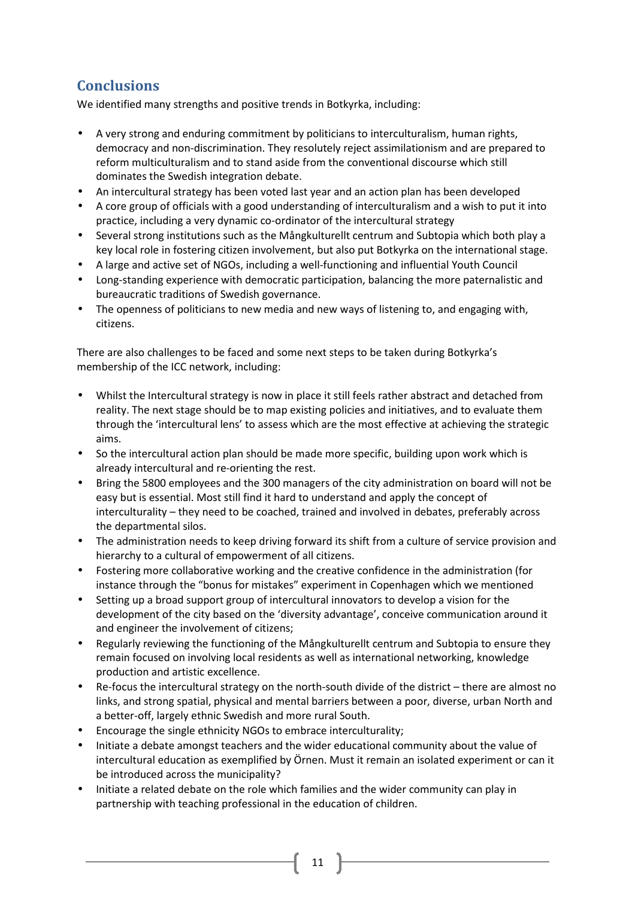## Conclusions

We identified many strengths and positive trends in Botkyrka, including:

- A very strong and enduring commitment by politicians to interculturalism, human rights, democracy and non-discrimination. They resolutely reject assimilationism and are prepared to reform multiculturalism and to stand aside from the conventional discourse which still dominates the Swedish integration debate.
- An intercultural strategy has been voted last year and an action plan has been developed
- A core group of officials with a good understanding of interculturalism and a wish to put it into practice, including a very dynamic co-ordinator of the intercultural strategy
- Several strong institutions such as the Mångkulturellt centrum and Subtopia which both play a key local role in fostering citizen involvement, but also put Botkyrka on the international stage.
- A large and active set of NGOs, including a well-functioning and influential Youth Council
- Long-standing experience with democratic participation, balancing the more paternalistic and bureaucratic traditions of Swedish governance.
- The openness of politicians to new media and new ways of listening to, and engaging with, citizens.

There are also challenges to be faced and some next steps to be taken during Botkyrka's membership of the ICC network, including:

- Whilst the Intercultural strategy is now in place it still feels rather abstract and detached from reality. The next stage should be to map existing policies and initiatives, and to evaluate them through the 'intercultural lens' to assess which are the most effective at achieving the strategic aims.
- So the intercultural action plan should be made more specific, building upon work which is already intercultural and re-orienting the rest.
- Bring the 5800 employees and the 300 managers of the city administration on board will not be easy but is essential. Most still find it hard to understand and apply the concept of interculturality – they need to be coached, trained and involved in debates, preferably across the departmental silos.
- The administration needs to keep driving forward its shift from a culture of service provision and hierarchy to a cultural of empowerment of all citizens.
- Fostering more collaborative working and the creative confidence in the administration (for instance through the "bonus for mistakes" experiment in Copenhagen which we mentioned
- Setting up a broad support group of intercultural innovators to develop a vision for the development of the city based on the 'diversity advantage', conceive communication around it and engineer the involvement of citizens;
- Regularly reviewing the functioning of the Mångkulturellt centrum and Subtopia to ensure they remain focused on involving local residents as well as international networking, knowledge production and artistic excellence.
- Re-focus the intercultural strategy on the north-south divide of the district – there are almost no links, and strong spatial, physical and mental barriers between a poor, diverse, urban North and a better-off, largely ethnic Swedish and more rural South.
- Encourage the single ethnicity NGOs to embrace interculturality;
- Initiate a debate amongst teachers and the wider educational community about the value of intercultural education as exemplified by Örnen. Must it remain an isolated experiment or can it be introduced across the municipality?
- Initiate a related debate on the role which families and the wider community can play in partnership with teaching professional in the education of children.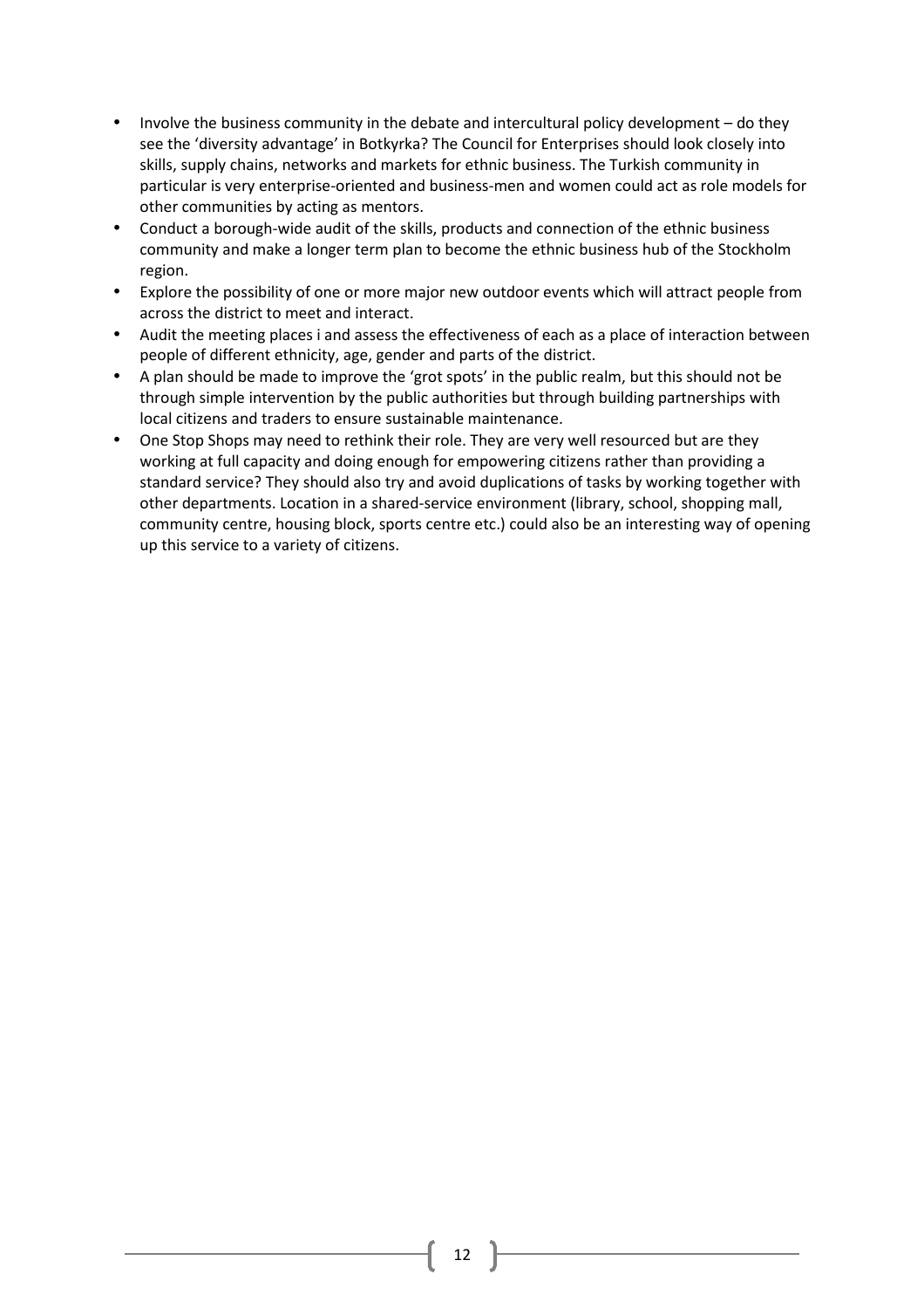- Involve the business community in the debate and intercultural policy development – do they see the 'diversity advantage' in Botkyrka? The Council for Enterprises should look closely into skills, supply chains, networks and markets for ethnic business. The Turkish community in particular is very enterprise-oriented and business-men and women could act as role models for other communities by acting as mentors.
- Conduct a borough-wide audit of the skills, products and connection of the ethnic business community and make a longer term plan to become the ethnic business hub of the Stockholm region.
- Explore the possibility of one or more major new outdoor events which will attract people from across the district to meet and interact.
- Audit the meeting places i and assess the effectiveness of each as a place of interaction between people of different ethnicity, age, gender and parts of the district.
- A plan should be made to improve the 'grot spots' in the public realm, but this should not be through simple intervention by the public authorities but through building partnerships with local citizens and traders to ensure sustainable maintenance.
- One Stop Shops may need to rethink their role. They are very well resourced but are they working at full capacity and doing enough for empowering citizens rather than providing a standard service? They should also try and avoid duplications of tasks by working together with other departments. Location in a shared-service environment (library, school, shopping mall, community centre, housing block, sports centre etc.) could also be an interesting way of opening up this service to a variety of citizens.